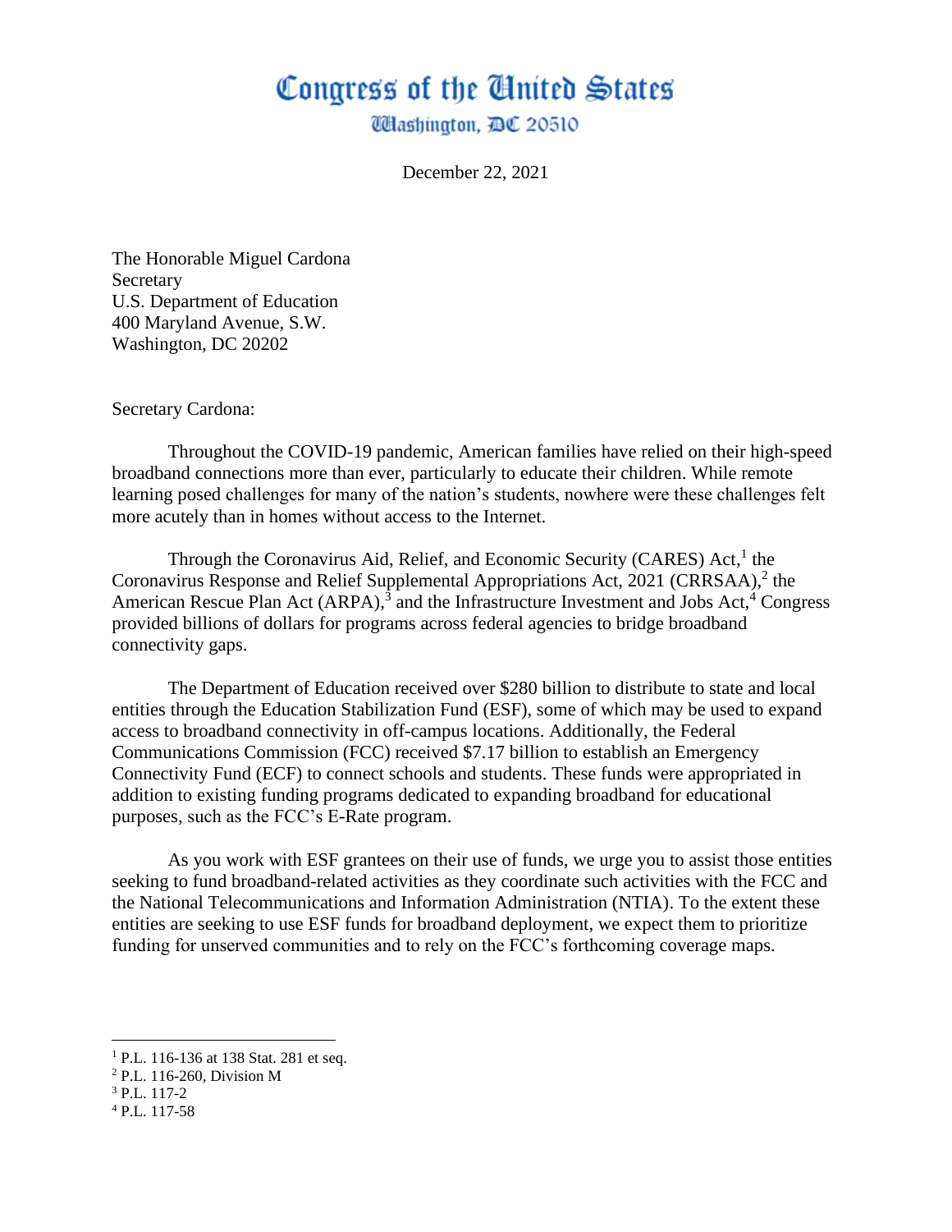# Congress of the United States

Washington, DC 20510

December 22, 2021

The Honorable Miguel Cardona
Secretary
U.S. Department of Education
400 Maryland Avenue, S.W.
Washington, DC 20202

Secretary Cardona:

Throughout the COVID-19 pandemic, American families have relied on their high-speed broadband connections more than ever, particularly to educate their children. While remote learning posed challenges for many of the nation's students, nowhere were these challenges felt more acutely than in homes without access to the Internet.

Through the Coronavirus Aid, Relief, and Economic Security (CARES) Act,[1] the Coronavirus Response and Relief Supplemental Appropriations Act, 2021 (CRRSAA),[2] the American Rescue Plan Act (ARPA),[3] and the Infrastructure Investment and Jobs Act,[4] Congress provided billions of dollars for programs across federal agencies to bridge broadband connectivity gaps.

The Department of Education received over $280 billion to distribute to state and local entities through the Education Stabilization Fund (ESF), some of which may be used to expand access to broadband connectivity in off-campus locations. Additionally, the Federal Communications Commission (FCC) received $7.17 billion to establish an Emergency Connectivity Fund (ECF) to connect schools and students. These funds were appropriated in addition to existing funding programs dedicated to expanding broadband for educational purposes, such as the FCC's E-Rate program.

As you work with ESF grantees on their use of funds, we urge you to assist those entities seeking to fund broadband-related activities as they coordinate such activities with the FCC and the National Telecommunications and Information Administration (NTIA). To the extent these entities are seeking to use ESF funds for broadband deployment, we expect them to prioritize funding for unserved communities and to rely on the FCC's forthcoming coverage maps.

---

[1] P.L. 116-136 at 138 Stat. 281 et seq.
[2] P.L. 116-260, Division M
[3] P.L. 117-2
[4] P.L. 117-58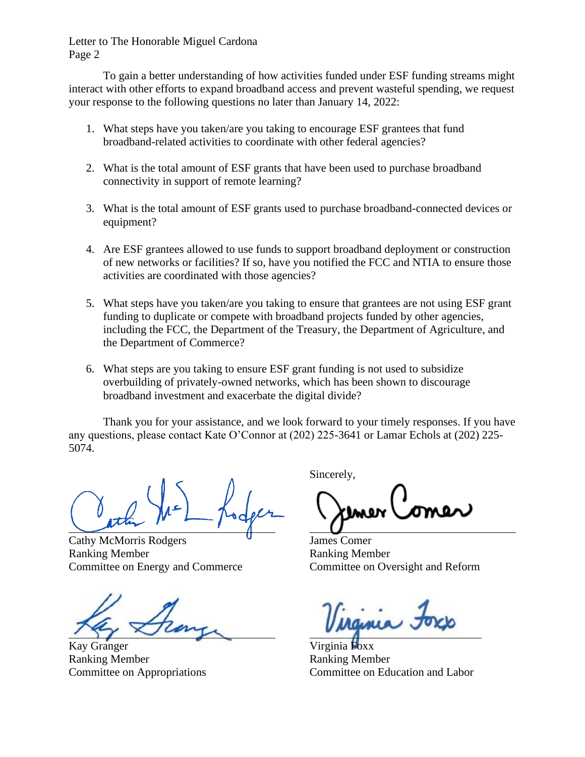To gain a better understanding of how activities funded under ESF funding streams might interact with other efforts to expand broadband access and prevent wasteful spending, we request your response to the following questions no later than January 14, 2022:

1. What steps have you taken/are you taking to encourage ESF grantees that fund broadband-related activities to coordinate with other federal agencies?

2. What is the total amount of ESF grants that have been used to purchase broadband connectivity in support of remote learning?

3. What is the total amount of ESF grants used to purchase broadband-connected devices or equipment?

4. Are ESF grantees allowed to use funds to support broadband deployment or construction of new networks or facilities? If so, have you notified the FCC and NTIA to ensure those activities are coordinated with those agencies?

5. What steps have you taken/are you taking to ensure that grantees are not using ESF grant funding to duplicate or compete with broadband projects funded by other agencies, including the FCC, the Department of the Treasury, the Department of Agriculture, and the Department of Commerce?

6. What steps are you taking to ensure ESF grant funding is not used to subsidize overbuilding of privately-owned networks, which has been shown to discourage broadband investment and exacerbate the digital divide?

Thank you for your assistance, and we look forward to your timely responses. If you have any questions, please contact Kate O'Connor at (202) 225-3641 or Lamar Echols at (202) 225-5074.

Sincerely,

Cathy McMorris Rodgers
Ranking Member
Committee on Energy and Commerce

James Comer
Ranking Member
Committee on Oversight and Reform

Kay Granger
Ranking Member
Committee on Appropriations

Virginia Foxx
Ranking Member
Committee on Education and Labor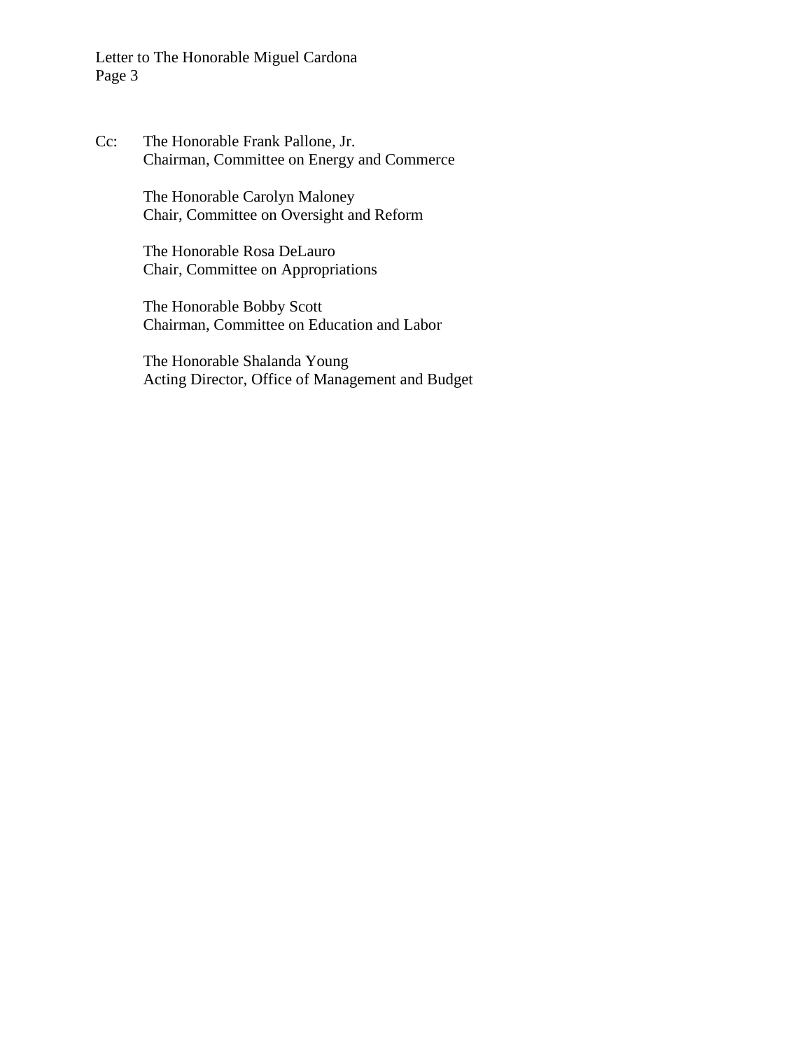Cc: The Honorable Frank Pallone, Jr.
Chairman, Committee on Energy and Commerce

The Honorable Carolyn Maloney
Chair, Committee on Oversight and Reform

The Honorable Rosa DeLauro
Chair, Committee on Appropriations

The Honorable Bobby Scott
Chairman, Committee on Education and Labor

The Honorable Shalanda Young
Acting Director, Office of Management and Budget